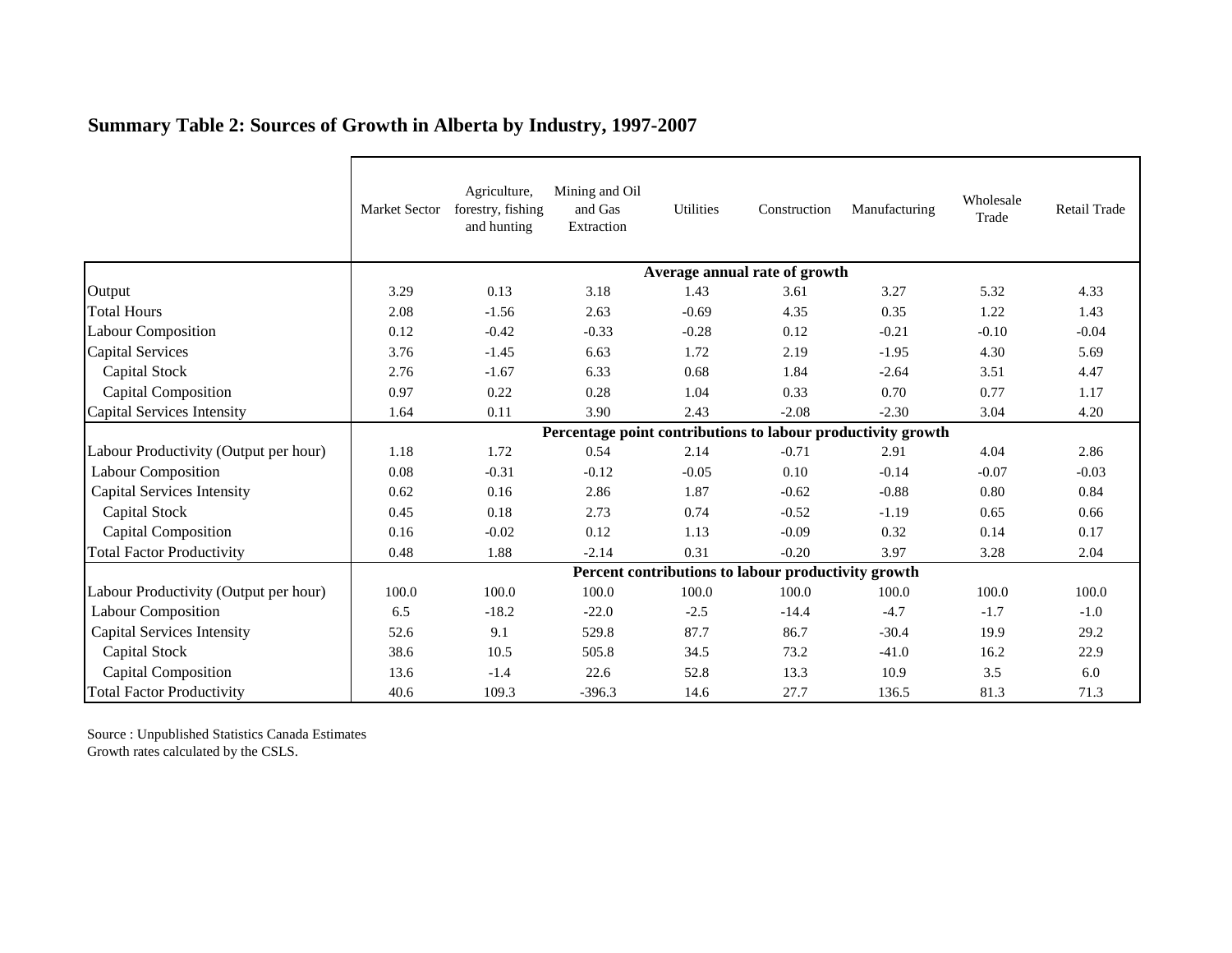## Summary Table 2: Sources of Growth in Alberta by Industry, 1997-2007

| | Market Sector | Agriculture, forestry, fishing and hunting | Mining and Oil and Gas Extraction | Utilities | Construction | Manufacturing | Wholesale Trade | Retail Trade |
|---|---|---|---|---|---|---|---|---|
| | **Average annual rate of growth** | | | | | | | |
| Output | 3.29 | 0.13 | 3.18 | 1.43 | 3.61 | 3.27 | 5.32 | 4.33 |
| Total Hours | 2.08 | -1.56 | 2.63 | -0.69 | 4.35 | 0.35 | 1.22 | 1.43 |
| Labour Composition | 0.12 | -0.42 | -0.33 | -0.28 | 0.12 | -0.21 | -0.10 | -0.04 |
| Capital Services | 3.76 | -1.45 | 6.63 | 1.72 | 2.19 | -1.95 | 4.30 | 5.69 |
| Capital Stock | 2.76 | -1.67 | 6.33 | 0.68 | 1.84 | -2.64 | 3.51 | 4.47 |
| Capital Composition | 0.97 | 0.22 | 0.28 | 1.04 | 0.33 | 0.70 | 0.77 | 1.17 |
| Capital Services Intensity | 1.64 | 0.11 | 3.90 | 2.43 | -2.08 | -2.30 | 3.04 | 4.20 |
| | **Percentage point contributions to labour productivity growth** | | | | | | | |
| Labour Productivity (Output per hour) | 1.18 | 1.72 | 0.54 | 2.14 | -0.71 | 2.91 | 4.04 | 2.86 |
| Labour Composition | 0.08 | -0.31 | -0.12 | -0.05 | 0.10 | -0.14 | -0.07 | -0.03 |
| Capital Services Intensity | 0.62 | 0.16 | 2.86 | 1.87 | -0.62 | -0.88 | 0.80 | 0.84 |
| Capital Stock | 0.45 | 0.18 | 2.73 | 0.74 | -0.52 | -1.19 | 0.65 | 0.66 |
| Capital Composition | 0.16 | -0.02 | 0.12 | 1.13 | -0.09 | 0.32 | 0.14 | 0.17 |
| Total Factor Productivity | 0.48 | 1.88 | -2.14 | 0.31 | -0.20 | 3.97 | 3.28 | 2.04 |
| | **Percent contributions to labour productivity growth** | | | | | | | |
| Labour Productivity (Output per hour) | 100.0 | 100.0 | 100.0 | 100.0 | 100.0 | 100.0 | 100.0 | 100.0 |
| Labour Composition | 6.5 | -18.2 | -22.0 | -2.5 | -14.4 | -4.7 | -1.7 | -1.0 |
| Capital Services Intensity | 52.6 | 9.1 | 529.8 | 87.7 | 86.7 | -30.4 | 19.9 | 29.2 |
| Capital Stock | 38.6 | 10.5 | 505.8 | 34.5 | 73.2 | -41.0 | 16.2 | 22.9 |
| Capital Composition | 13.6 | -1.4 | 22.6 | 52.8 | 13.3 | 10.9 | 3.5 | 6.0 |
| Total Factor Productivity | 40.6 | 109.3 | -396.3 | 14.6 | 27.7 | 136.5 | 81.3 | 71.3 |

Source : Unpublished Statistics Canada Estimates
Growth rates calculated by the CSLS.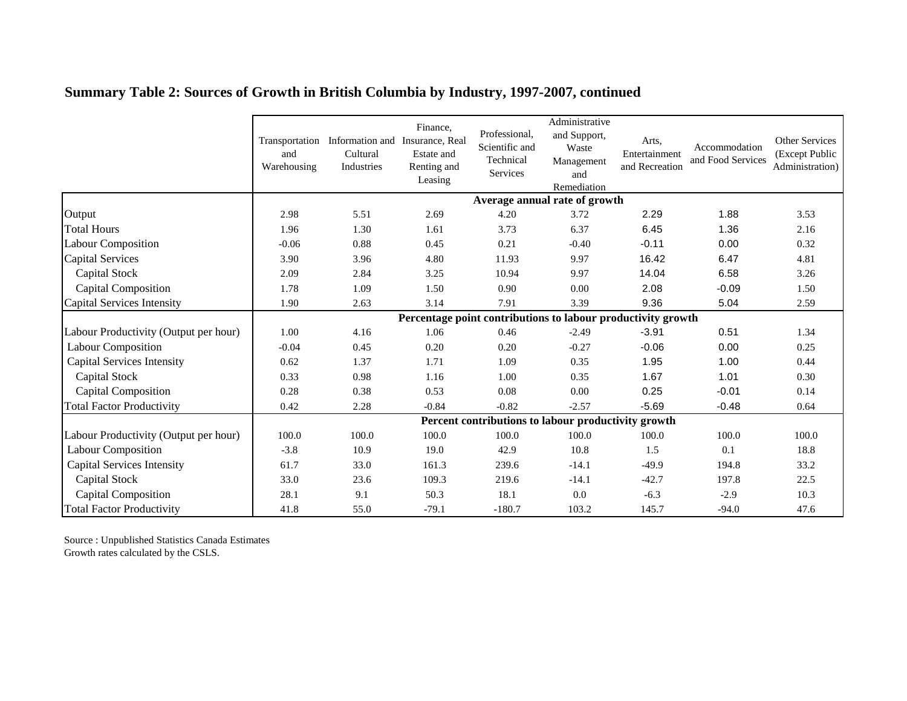## Summary Table 2: Sources of Growth in British Columbia by Industry, 1997-2007, continued

| | Transportation and Warehousing | Information and Cultural Industries | Finance, Insurance, Real Estate and Renting and Leasing | Professional, Scientific and Technical Services | Administrative and Support, Waste Management and Remediation | Arts, Entertainment and Recreation | Accommodation and Food Services | Other Services (Except Public Administration) |
|---|---|---|---|---|---|---|---|---|
| | **Average annual rate of growth** | | | | | | | |
| Output | 2.98 | 5.51 | 2.69 | 4.20 | 3.72 | 2.29 | 1.88 | 3.53 |
| Total Hours | 1.96 | 1.30 | 1.61 | 3.73 | 6.37 | 6.45 | 1.36 | 2.16 |
| Labour Composition | -0.06 | 0.88 | 0.45 | 0.21 | -0.40 | -0.11 | 0.00 | 0.32 |
| Capital Services | 3.90 | 3.96 | 4.80 | 11.93 | 9.97 | 16.42 | 6.47 | 4.81 |
| Capital Stock | 2.09 | 2.84 | 3.25 | 10.94 | 9.97 | 14.04 | 6.58 | 3.26 |
| Capital Composition | 1.78 | 1.09 | 1.50 | 0.90 | 0.00 | 2.08 | -0.09 | 1.50 |
| Capital Services Intensity | 1.90 | 2.63 | 3.14 | 7.91 | 3.39 | 9.36 | 5.04 | 2.59 |
| | **Percentage point contributions to labour productivity growth** | | | | | | | |
| Labour Productivity (Output per hour) | 1.00 | 4.16 | 1.06 | 0.46 | -2.49 | -3.91 | 0.51 | 1.34 |
| Labour Composition | -0.04 | 0.45 | 0.20 | 0.20 | -0.27 | -0.06 | 0.00 | 0.25 |
| Capital Services Intensity | 0.62 | 1.37 | 1.71 | 1.09 | 0.35 | 1.95 | 1.00 | 0.44 |
| Capital Stock | 0.33 | 0.98 | 1.16 | 1.00 | 0.35 | 1.67 | 1.01 | 0.30 |
| Capital Composition | 0.28 | 0.38 | 0.53 | 0.08 | 0.00 | 0.25 | -0.01 | 0.14 |
| Total Factor Productivity | 0.42 | 2.28 | -0.84 | -0.82 | -2.57 | -5.69 | -0.48 | 0.64 |
| | **Percent contributions to labour productivity growth** | | | | | | | |
| Labour Productivity (Output per hour) | 100.0 | 100.0 | 100.0 | 100.0 | 100.0 | 100.0 | 100.0 | 100.0 |
| Labour Composition | -3.8 | 10.9 | 19.0 | 42.9 | 10.8 | 1.5 | 0.1 | 18.8 |
| Capital Services Intensity | 61.7 | 33.0 | 161.3 | 239.6 | -14.1 | -49.9 | 194.8 | 33.2 |
| Capital Stock | 33.0 | 23.6 | 109.3 | 219.6 | -14.1 | -42.7 | 197.8 | 22.5 |
| Capital Composition | 28.1 | 9.1 | 50.3 | 18.1 | 0.0 | -6.3 | -2.9 | 10.3 |
| Total Factor Productivity | 41.8 | 55.0 | -79.1 | -180.7 | 103.2 | 145.7 | -94.0 | 47.6 |

Source : Unpublished Statistics Canada Estimates
Growth rates calculated by the CSLS.